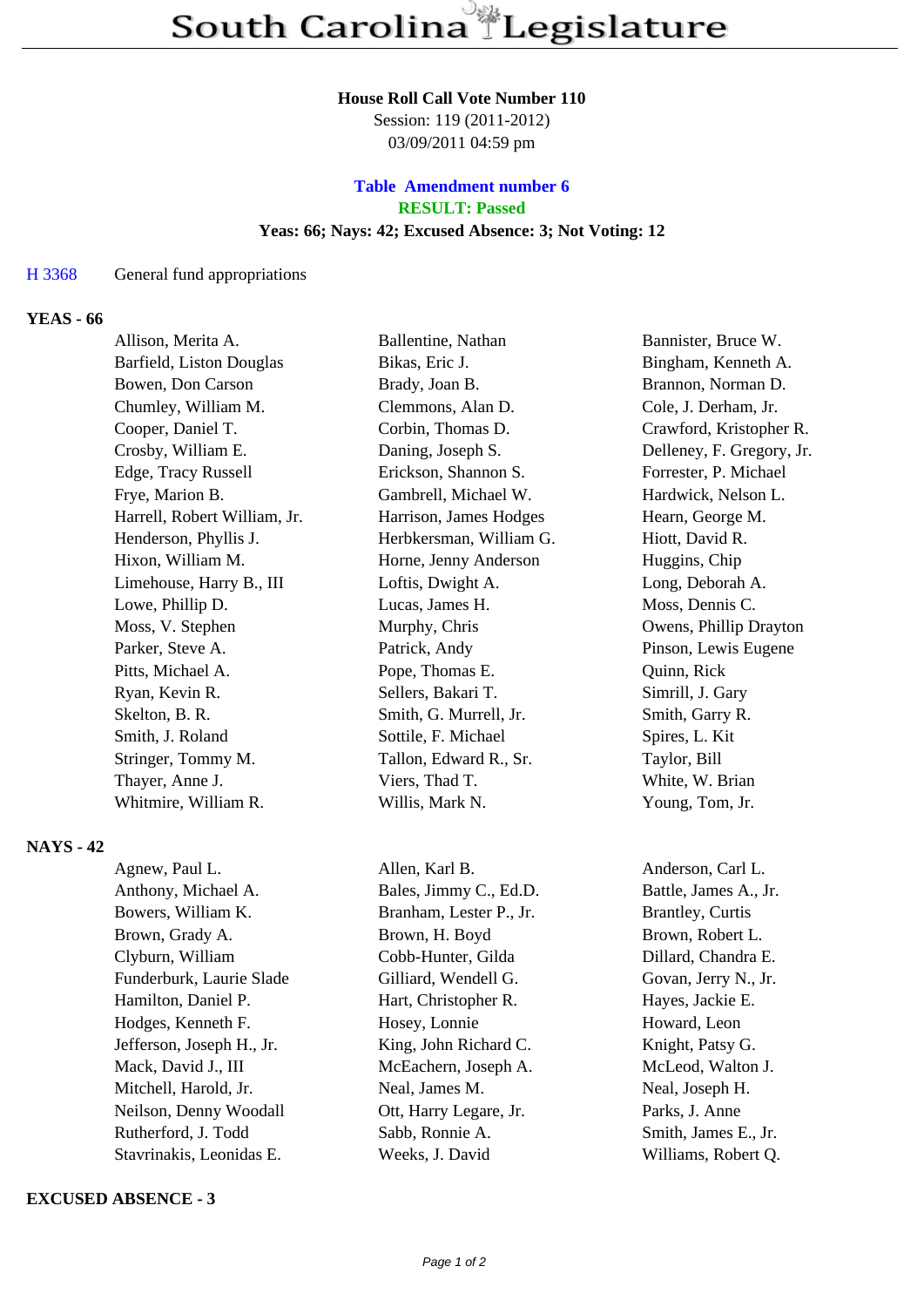# South Carolina Legislature

**House Roll Call Vote Number 110**
Session: 119 (2011-2012)
03/09/2011 04:59 pm

**Table Amendment number 6**
**RESULT: Passed**
**Yeas: 66; Nays: 42; Excused Absence: 3; Not Voting: 12**

H 3368 General fund appropriations

**YEAS - 66**

| | | |
|---|---|---|
| Allison, Merita A. | Ballentine, Nathan | Bannister, Bruce W. |
| Barfield, Liston Douglas | Bikas, Eric J. | Bingham, Kenneth A. |
| Bowen, Don Carson | Brady, Joan B. | Brannon, Norman D. |
| Chumley, William M. | Clemmons, Alan D. | Cole, J. Derham, Jr. |
| Cooper, Daniel T. | Corbin, Thomas D. | Crawford, Kristopher R. |
| Crosby, William E. | Daning, Joseph S. | Delleney, F. Gregory, Jr. |
| Edge, Tracy Russell | Erickson, Shannon S. | Forrester, P. Michael |
| Frye, Marion B. | Gambrell, Michael W. | Hardwick, Nelson L. |
| Harrell, Robert William, Jr. | Harrison, James Hodges | Hearn, George M. |
| Henderson, Phyllis J. | Herbkersman, William G. | Hiott, David R. |
| Hixon, William M. | Horne, Jenny Anderson | Huggins, Chip |
| Limehouse, Harry B., III | Loftis, Dwight A. | Long, Deborah A. |
| Lowe, Phillip D. | Lucas, James H. | Moss, Dennis C. |
| Moss, V. Stephen | Murphy, Chris | Owens, Phillip Drayton |
| Parker, Steve A. | Patrick, Andy | Pinson, Lewis Eugene |
| Pitts, Michael A. | Pope, Thomas E. | Quinn, Rick |
| Ryan, Kevin R. | Sellers, Bakari T. | Simrill, J. Gary |
| Skelton, B. R. | Smith, G. Murrell, Jr. | Smith, Garry R. |
| Smith, J. Roland | Sottile, F. Michael | Spires, L. Kit |
| Stringer, Tommy M. | Tallon, Edward R., Sr. | Taylor, Bill |
| Thayer, Anne J. | Viers, Thad T. | White, W. Brian |
| Whitmire, William R. | Willis, Mark N. | Young, Tom, Jr. |

**NAYS - 42**

| | | |
|---|---|---|
| Agnew, Paul L. | Allen, Karl B. | Anderson, Carl L. |
| Anthony, Michael A. | Bales, Jimmy C., Ed.D. | Battle, James A., Jr. |
| Bowers, William K. | Branham, Lester P., Jr. | Brantley, Curtis |
| Brown, Grady A. | Brown, H. Boyd | Brown, Robert L. |
| Clyburn, William | Cobb-Hunter, Gilda | Dillard, Chandra E. |
| Funderburk, Laurie Slade | Gilliard, Wendell G. | Govan, Jerry N., Jr. |
| Hamilton, Daniel P. | Hart, Christopher R. | Hayes, Jackie E. |
| Hodges, Kenneth F. | Hosey, Lonnie | Howard, Leon |
| Jefferson, Joseph H., Jr. | King, John Richard C. | Knight, Patsy G. |
| Mack, David J., III | McEachern, Joseph A. | McLeod, Walton J. |
| Mitchell, Harold, Jr. | Neal, James M. | Neal, Joseph H. |
| Neilson, Denny Woodall | Ott, Harry Legare, Jr. | Parks, J. Anne |
| Rutherford, J. Todd | Sabb, Ronnie A. | Smith, James E., Jr. |
| Stavrinakis, Leonidas E. | Weeks, J. David | Williams, Robert Q. |

**EXCUSED ABSENCE - 3**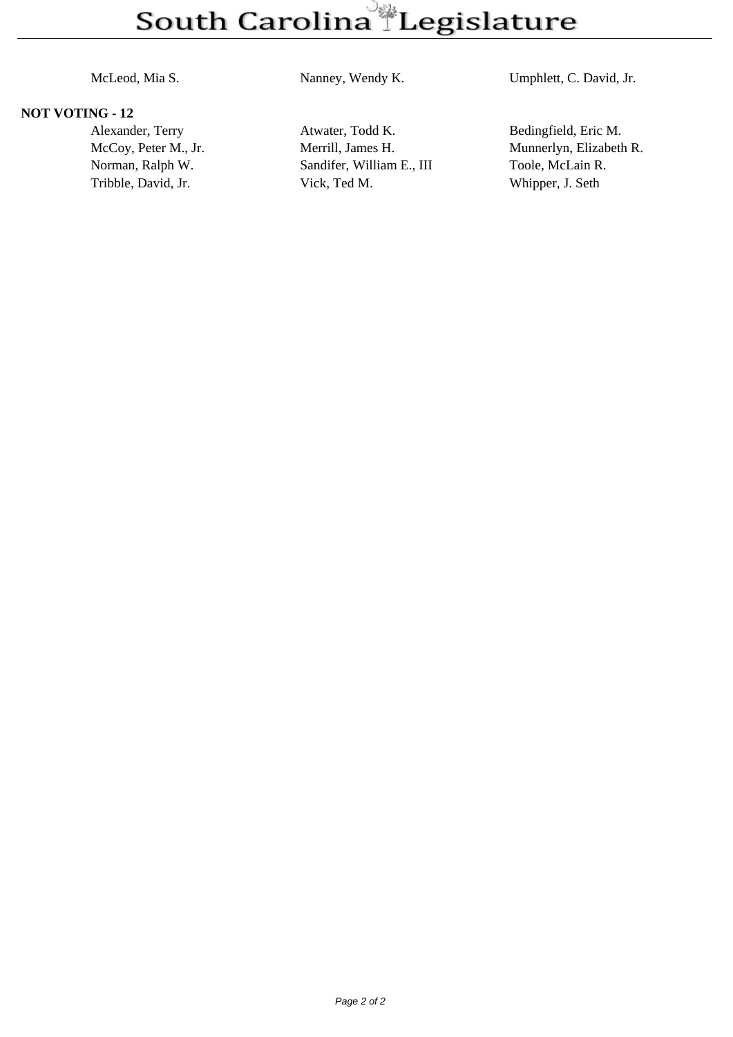| | | |
|---|---|---|
| McLeod, Mia S. | Nanney, Wendy K. | Umphlett, C. David, Jr. |

**NOT VOTING - 12**

| | | |
|---|---|---|
| Alexander, Terry | Atwater, Todd K. | Bedingfield, Eric M. |
| McCoy, Peter M., Jr. | Merrill, James H. | Munnerlyn, Elizabeth R. |
| Norman, Ralph W. | Sandifer, William E., III | Toole, McLain R. |
| Tribble, David, Jr. | Vick, Ted M. | Whipper, J. Seth |